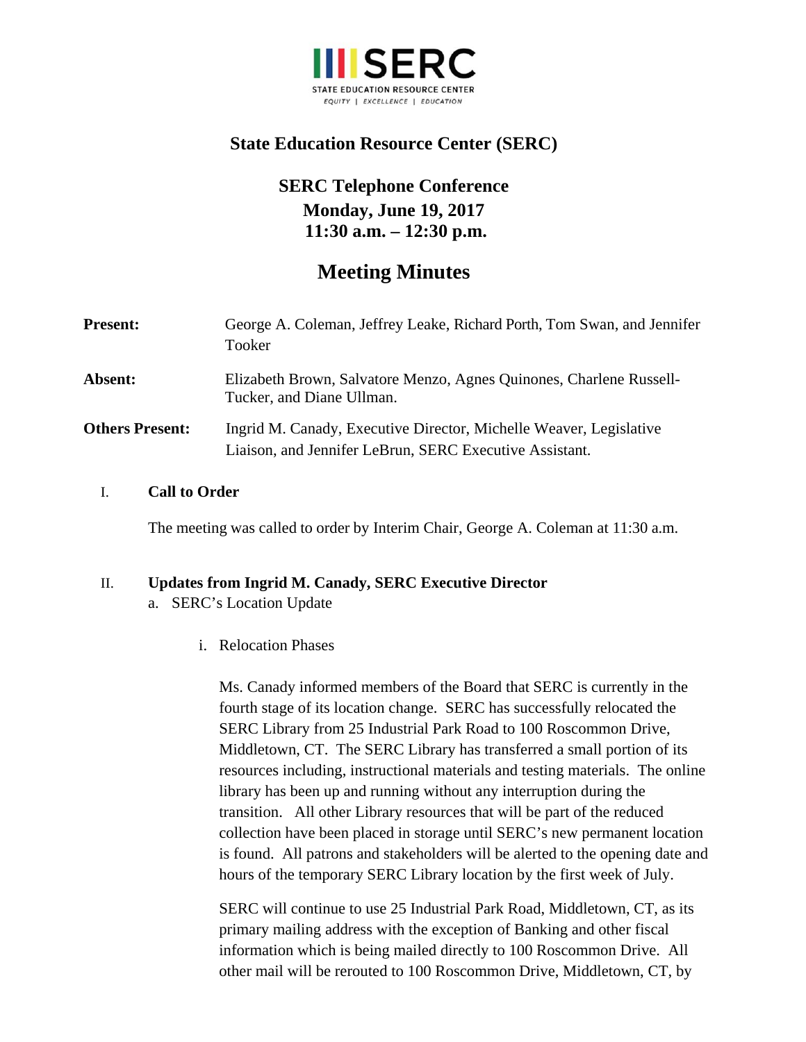# State Education Resource Center (SERC)

## SERC Telephone Conference
## Monday, June 19, 2017
## 11:30 a.m. – 12:30 p.m.

# Meeting Minutes

**Present:** George A. Coleman, Jeffrey Leake, Richard Porth, Tom Swan, and Jennifer Tooker

**Absent:** Elizabeth Brown, Salvatore Menzo, Agnes Quinones, Charlene Russell-Tucker, and Diane Ullman.

**Others Present:** Ingrid M. Canady, Executive Director, Michelle Weaver, Legislative Liaison, and Jennifer LeBrun, SERC Executive Assistant.

I. **Call to Order**

The meeting was called to order by Interim Chair, George A. Coleman at 11:30 a.m.

II. **Updates from Ingrid M. Canady, SERC Executive Director**

a. SERC's Location Update

i. Relocation Phases

Ms. Canady informed members of the Board that SERC is currently in the fourth stage of its location change. SERC has successfully relocated the SERC Library from 25 Industrial Park Road to 100 Roscommon Drive, Middletown, CT. The SERC Library has transferred a small portion of its resources including, instructional materials and testing materials. The online library has been up and running without any interruption during the transition. All other Library resources that will be part of the reduced collection have been placed in storage until SERC's new permanent location is found. All patrons and stakeholders will be alerted to the opening date and hours of the temporary SERC Library location by the first week of July.

SERC will continue to use 25 Industrial Park Road, Middletown, CT, as its primary mailing address with the exception of Banking and other fiscal information which is being mailed directly to 100 Roscommon Drive. All other mail will be rerouted to 100 Roscommon Drive, Middletown, CT, by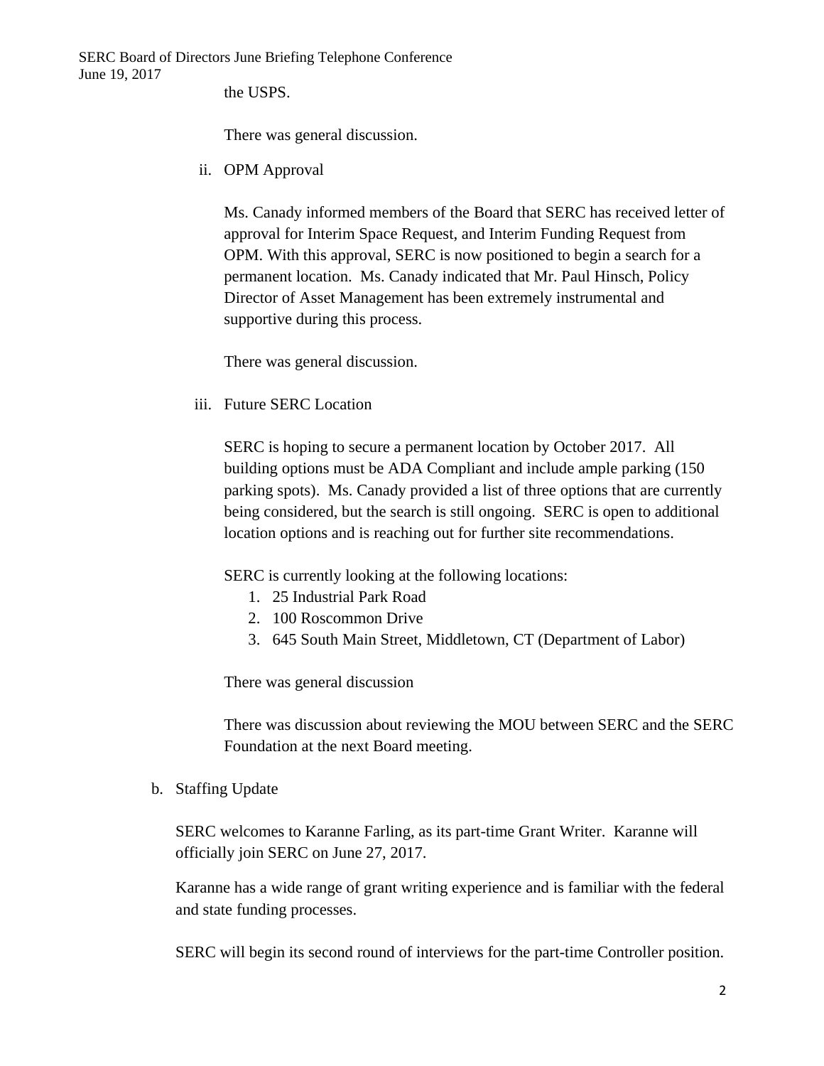the USPS.

There was general discussion.

ii. OPM Approval

Ms. Canady informed members of the Board that SERC has received letter of approval for Interim Space Request, and Interim Funding Request from OPM. With this approval, SERC is now positioned to begin a search for a permanent location. Ms. Canady indicated that Mr. Paul Hinsch, Policy Director of Asset Management has been extremely instrumental and supportive during this process.

There was general discussion.

iii. Future SERC Location

SERC is hoping to secure a permanent location by October 2017. All building options must be ADA Compliant and include ample parking (150 parking spots). Ms. Canady provided a list of three options that are currently being considered, but the search is still ongoing. SERC is open to additional location options and is reaching out for further site recommendations.

SERC is currently looking at the following locations:

1. 25 Industrial Park Road
2. 100 Roscommon Drive
3. 645 South Main Street, Middletown, CT (Department of Labor)

There was general discussion

There was discussion about reviewing the MOU between SERC and the SERC Foundation at the next Board meeting.

b. Staffing Update

SERC welcomes to Karanne Farling, as its part-time Grant Writer. Karanne will officially join SERC on June 27, 2017.

Karanne has a wide range of grant writing experience and is familiar with the federal and state funding processes.

SERC will begin its second round of interviews for the part-time Controller position.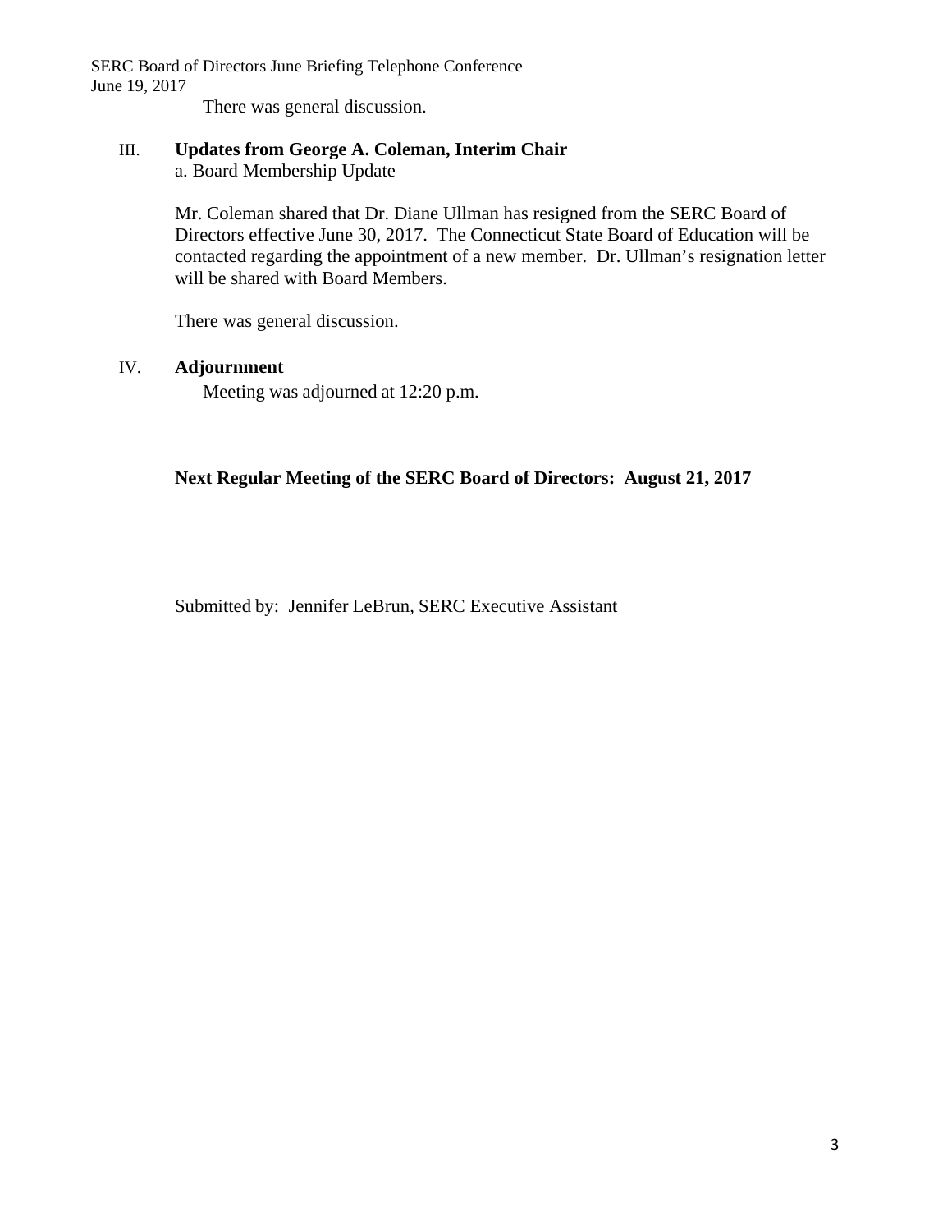There was general discussion.

III. **Updates from George A. Coleman, Interim Chair**

a. Board Membership Update

Mr. Coleman shared that Dr. Diane Ullman has resigned from the SERC Board of Directors effective June 30, 2017. The Connecticut State Board of Education will be contacted regarding the appointment of a new member. Dr. Ullman's resignation letter will be shared with Board Members.

There was general discussion.

IV. **Adjournment**

Meeting was adjourned at 12:20 p.m.

**Next Regular Meeting of the SERC Board of Directors: August 21, 2017**

Submitted by: Jennifer LeBrun, SERC Executive Assistant